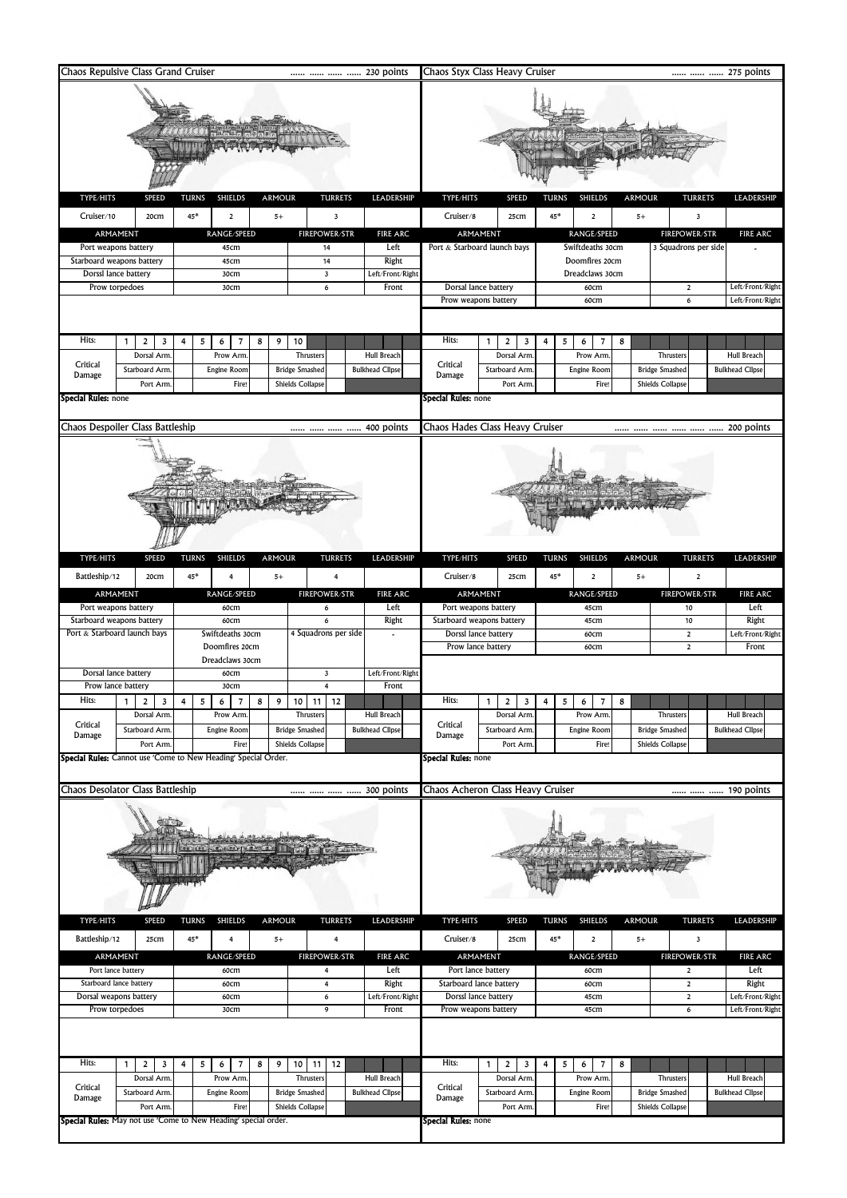## Chaos Repulsive Class Grand Cruiser …… …… …… …… 230 points

| TYPE/HITS | SPEED | TURNS | SHIELDS | ARMOUR | TURRETS | LEADERSHIP |
|---|---|---|---|---|---|---|
| Cruiser/10 | 20cm | 45° | 2 | 5+ | 3 | |

| ARMAMENT | RANGE/SPEED | FIREPOWER/STR | FIRE ARC |
|---|---|---|---|
| Port weapons battery | 45cm | 14 | Left |
| Starboard weapons battery | 45cm | 14 | Right |
| Dorssl lance battery | 30cm | 3 | Left/Front/Right |
| Prow torpedoes | 30cm | 6 | Front |

Hits: 1 2 3 4 5 6 7 8 9 10

| Critical Damage | | | | |
|---|---|---|---|---|
| Dorsal Arm. | Prow Arm. | Thrusters | Hull Breach |
| Starboard Arm. | Engine Room | Bridge Smashed | Bulkhead Cllpse |
| Port Arm. | Fire! | Shields Collapse | |

**Special Rules:** none

## Chaos Styx Class Heavy Cruiser …… …… …… 275 points

| TYPE/HITS | SPEED | TURNS | SHIELDS | ARMOUR | TURRETS | LEADERSHIP |
|---|---|---|---|---|---|---|
| Cruiser/8 | 25cm | 45° | 2 | 5+ | 3 | |

| ARMAMENT | RANGE/SPEED | FIREPOWER/STR | FIRE ARC |
|---|---|---|---|
| Port & Starboard launch bays | Swiftdeaths 30cm<br>Doomfires 20cm<br>Dreadclaws 30cm | 3 Squadrons per side | - |
| Dorsal lance battery | 60cm | 2 | Left/Front/Right |
| Prow weapons battery | 60cm | 6 | Left/Front/Right |

Hits: 1 2 3 4 5 6 7 8

| Critical Damage | | | | |
|---|---|---|---|---|
| Dorsal Arm. | Prow Arm. | Thrusters | Hull Breach |
| Starboard Arm. | Engine Room | Bridge Smashed | Bulkhead Cllpse |
| Port Arm. | Fire! | Shields Collapse | |

**Special Rules:** none

## Chaos Despoiler Class Battleship …… …… …… …… 400 points

| TYPE/HITS | SPEED | TURNS | SHIELDS | ARMOUR | TURRETS | LEADERSHIP |
|---|---|---|---|---|---|---|
| Battleship/12 | 20cm | 45° | 4 | 5+ | 4 | |

| ARMAMENT | RANGE/SPEED | FIREPOWER/STR | FIRE ARC |
|---|---|---|---|
| Port weapons battery | 60cm | 6 | Left |
| Starboard weapons battery | 60cm | 6 | Right |
| Port & Starboard launch bays | Swiftdeaths 30cm<br>Doomfires 20cm<br>Dreadclaws 30cm | 4 Squadrons per side | - |
| Dorsal lance battery | 60cm | 3 | Left/Front/Right |
| Prow lance battery | 30cm | 4 | Front |

Hits: 1 2 3 4 5 6 7 8 9 10 11 12

| Critical Damage | | | | |
|---|---|---|---|---|
| Dorsal Arm. | Prow Arm. | Thrusters | Hull Breach |
| Starboard Arm. | Engine Room | Bridge Smashed | Bulkhead Cllpse |
| Port Arm. | Fire! | Shields Collapse | |

**Special Rules:** Cannot use 'Come to New Heading' Special Order.

## Chaos Hades Class Heavy Cruiser …… …… …… …… …… …… 200 points

| TYPE/HITS | SPEED | TURNS | SHIELDS | ARMOUR | TURRETS | LEADERSHIP |
|---|---|---|---|---|---|---|
| Cruiser/8 | 25cm | 45° | 2 | 5+ | 2 | |

| ARMAMENT | RANGE/SPEED | FIREPOWER/STR | FIRE ARC |
|---|---|---|---|
| Port weapons battery | 45cm | 10 | Left |
| Starboard weapons battery | 45cm | 10 | Right |
| Dorssl lance battery | 60cm | 2 | Left/Front/Right |
| Prow lance battery | 60cm | 2 | Front |

Hits: 1 2 3 4 5 6 7 8

| Critical Damage | | | | |
|---|---|---|---|---|
| Dorsal Arm. | Prow Arm. | Thrusters | Hull Breach |
| Starboard Arm. | Engine Room | Bridge Smashed | Bulkhead Cllpse |
| Port Arm. | Fire! | Shields Collapse | |

**Special Rules:** none

## Chaos Desolator Class Battleship …… …… …… …… 300 points

| TYPE/HITS | SPEED | TURNS | SHIELDS | ARMOUR | TURRETS | LEADERSHIP |
|---|---|---|---|---|---|---|
| Battleship/12 | 25cm | 45° | 4 | 5+ | 4 | |

| ARMAMENT | RANGE/SPEED | FIREPOWER/STR | FIRE ARC |
|---|---|---|---|
| Port lance battery | 60cm | 4 | Left |
| Starboard lance battery | 60cm | 4 | Right |
| Dorsal weapons battery | 60cm | 6 | Left/Front/Right |
| Prow torpedoes | 30cm | 9 | Front |

Hits: 1 2 3 4 5 6 7 8 9 10 11 12

| Critical Damage | | | | |
|---|---|---|---|---|
| Dorsal Arm. | Prow Arm. | Thrusters | Hull Breach |
| Starboard Arm. | Engine Room | Bridge Smashed | Bulkhead Cllpse |
| Port Arm. | Fire! | Shields Collapse | |

**Special Rules:** May not use 'Come to New Heading' special order.

## Chaos Acheron Class Heavy Cruiser …… …… …… 190 points

| TYPE/HITS | SPEED | TURNS | SHIELDS | ARMOUR | TURRETS | LEADERSHIP |
|---|---|---|---|---|---|---|
| Cruiser/8 | 25cm | 45° | 2 | 5+ | 3 | |

| ARMAMENT | RANGE/SPEED | FIREPOWER/STR | FIRE ARC |
|---|---|---|---|
| Port lance battery | 60cm | 2 | Left |
| Starboard lance battery | 60cm | 2 | Right |
| Dorssl lance battery | 45cm | 2 | Left/Front/Right |
| Prow weapons battery | 45cm | 6 | Left/Front/Right |

Hits: 1 2 3 4 5 6 7 8

| Critical Damage | | | | |
|---|---|---|---|---|
| Dorsal Arm. | Prow Arm. | Thrusters | Hull Breach |
| Starboard Arm. | Engine Room | Bridge Smashed | Bulkhead Cllpse |
| Port Arm. | Fire! | Shields Collapse | |

**Special Rules:** none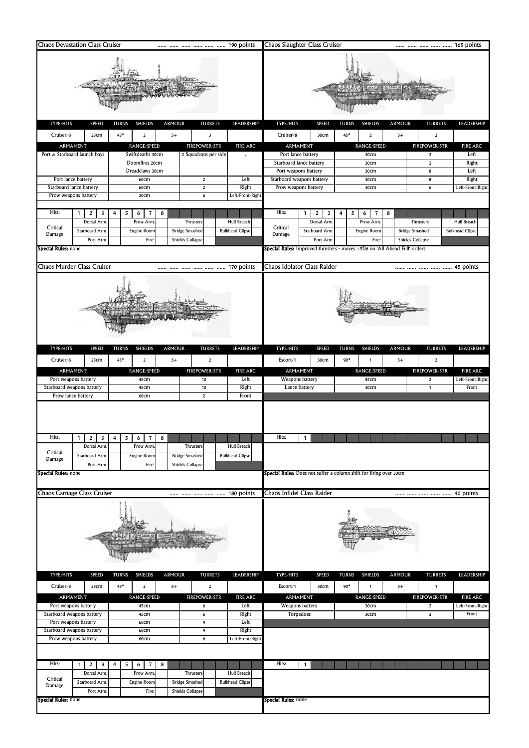## Chaos Devastation Class Cruiser ...... ...... ...... ...... ...... 190 points

| TYPE/HITS | SPEED | TURNS | SHIELDS | ARMOUR | TURRETS | LEADERSHIP |
|---|---|---|---|---|---|---|
| Cruiser/8 | 25cm | 45° | 2 | 5+ | 3 | |

| ARMAMENT | RANGE/SPEED | FIREPOWER/STR | FIRE ARC |
|---|---|---|---|
| Port & Starboard launch bays | Swiftdeaths 30cm<br>Doomfires 20cm<br>Dreadclaws 30cm | 2 Squadrons per side | - |
| Port lance battery | 60cm | 2 | Left |
| Starboard lance battery | 60cm | 2 | Right |
| Prow weapons battery | 30cm | 6 | Left/Front/Right |

Hits: 1 2 3 4 5 6 7 8

| Critical Damage | | | | |
|---|---|---|---|---|
| Dorsal Arm. | Prow Arm. | Thrusters | Hull Breach |
| Starboard Arm. | Engine Room | Bridge Smashed | Bulkhead Cllpse |
| Port Arm. | Fire! | Shields Collapse | |

**Special Rules:** none

## Chaos Slaughter Class Cruiser ...... ...... ...... ...... ...... 165 points

| TYPE/HITS | SPEED | TURNS | SHIELDS | ARMOUR | TURRETS | LEADERSHIP |
|---|---|---|---|---|---|---|
| Cruiser/8 | 30cm | 45° | 2 | 5+ | 2 | |

| ARMAMENT | RANGE/SPEED | FIREPOWER/STR | FIRE ARC |
|---|---|---|---|
| Port lance battery | 30cm | 2 | Left |
| Starboard lance battery | 30cm | 2 | Right |
| Port weapons battery | 30cm | 8 | Left |
| Starboard weapons battery | 30cm | 8 | Right |
| Prow weapons battery | 30cm | 6 | Left/Front/Right |

Hits: 1 2 3 4 5 6 7 8

| Critical Damage | | | | |
|---|---|---|---|---|
| Dorsal Arm. | Prow Arm. | Thrusters | Hull Breach |
| Starboard Arm. | Engine Room | Bridge Smashed | Bulkhead Cllpse |
| Port Arm. | Fire! | Shields Collapse | |

**Special Rules:** Improved thrusters - moves +5D6 on 'All Ahead Full' orders.

## Chaos Murder Class Cruiser ...... ...... ...... ...... ...... 170 points

| TYPE/HITS | SPEED | TURNS | SHIELDS | ARMOUR | TURRETS | LEADERSHIP |
|---|---|---|---|---|---|---|
| Cruiser/8 | 25cm | 45° | 2 | 5+ | 2 | |

| ARMAMENT | RANGE/SPEED | FIREPOWER/STR | FIRE ARC |
|---|---|---|---|
| Port weapons battery | 45cm | 10 | Left |
| Starboard weapons battery | 45cm | 10 | Right |
| Prow lance battery | 60cm | 2 | Front |

Hits: 1 2 3 4 5 6 7 8

| Critical Damage | | | | |
|---|---|---|---|---|
| Dorsal Arm. | Prow Arm. | Thrusters | Hull Breach |
| Starboard Arm. | Engine Room | Bridge Smashed | Bulkhead Cllpse |
| Port Arm. | Fire! | Shields Collapse | |

**Special Rules:** none

## Chaos Idolator Class Raider ...... ...... ...... ...... ...... 45 points

| TYPE/HITS | SPEED | TURNS | SHIELDS | ARMOUR | TURRETS | LEADERSHIP |
|---|---|---|---|---|---|---|
| Escort/1 | 30cm | 90° | 1 | 5+ | 2 | |

| ARMAMENT | RANGE/SPEED | FIREPOWER/STR | FIRE ARC |
|---|---|---|---|
| Weapons battery | 45cm | 2 | Left/Front/Right |
| Lance battery | 30cm | 1 | Front |

Hits: 1

**Special Rules:** Does not suffer a column shift for firing over 30cm

## Chaos Carnage Class Cruiser ...... ...... ...... ...... ...... 180 points

| TYPE/HITS | SPEED | TURNS | SHIELDS | ARMOUR | TURRETS | LEADERSHIP |
|---|---|---|---|---|---|---|
| Cruiser/8 | 25cm | 45° | 2 | 5+ | 2 | |

| ARMAMENT | RANGE/SPEED | FIREPOWER/STR | FIRE ARC |
|---|---|---|---|
| Port weapons battery | 45cm | 6 | Left |
| Starboard weapons battery | 45cm | 6 | Right |
| Port weapons battery | 60cm | 4 | Left |
| Starboard weapons battery | 60cm | 4 | Right |
| Prow weapons battery | 60cm | 6 | Left/Front/Right |

Hits: 1 2 3 4 5 6 7 8

| Critical Damage | | | | |
|---|---|---|---|---|
| Dorsal Arm. | Prow Arm. | Thrusters | Hull Breach |
| Starboard Arm. | Engine Room | Bridge Smashed | Bulkhead Cllpse |
| Port Arm. | Fire! | Shields Collapse | |

**Special Rules:** none

## Chaos Infidel Class Raider ...... ...... ...... ...... ...... 40 points

| TYPE/HITS | SPEED | TURNS | SHIELDS | ARMOUR | TURRETS | LEADERSHIP |
|---|---|---|---|---|---|---|
| Escort/1 | 30cm | 90° | 1 | 5+ | 1 | |

| ARMAMENT | RANGE/SPEED | FIREPOWER/STR | FIRE ARC |
|---|---|---|---|
| Weapons battery | 30cm | 2 | Left/Front/Right |
| Torpedoes | 30cm | 2 | Front |

Hits: 1

**Special Rules:** none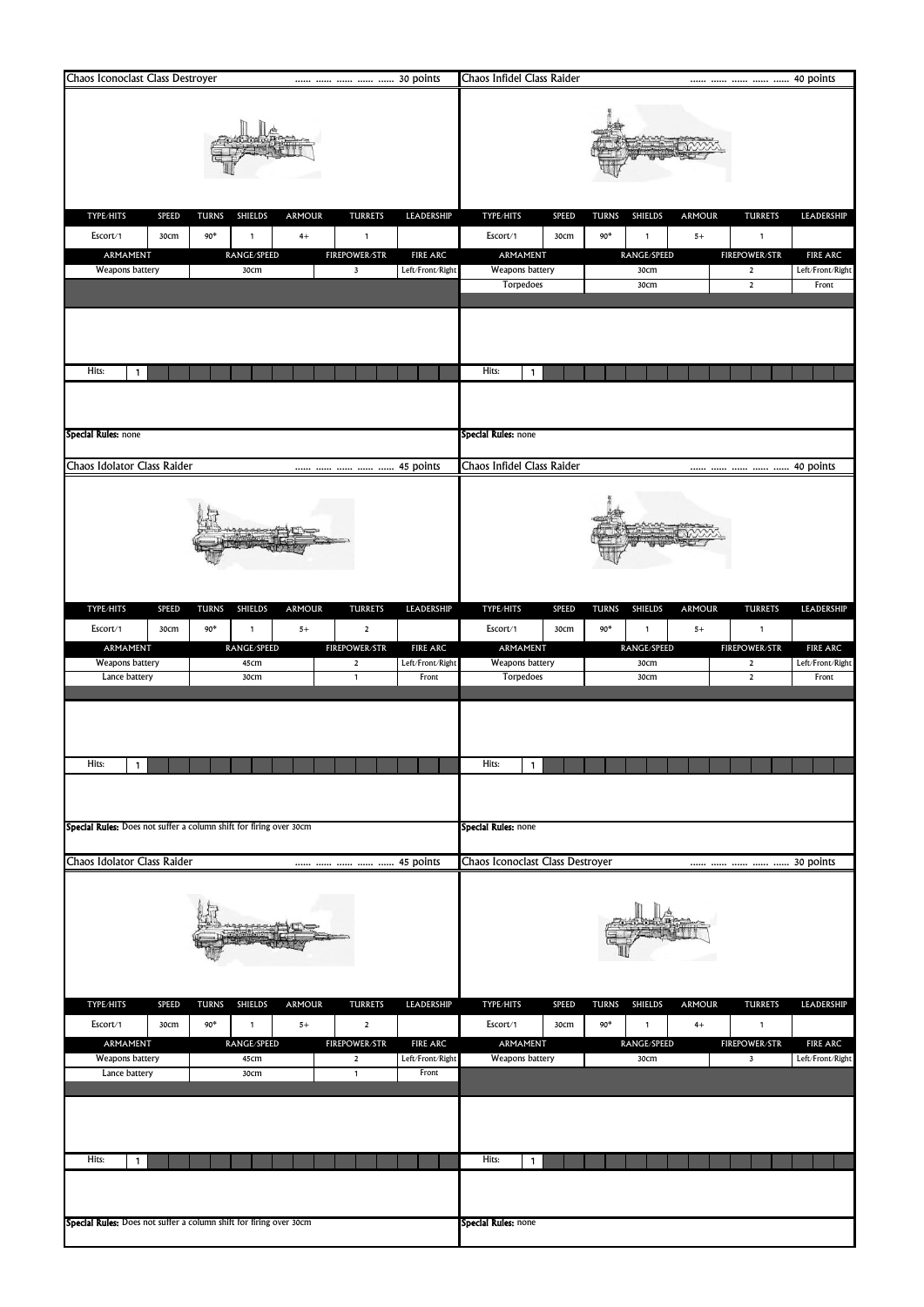## Chaos Iconoclast Class Destroyer ...... ...... ...... ...... ...... 30 points

| TYPE/HITS | SPEED | TURNS | SHIELDS | ARMOUR | TURRETS | LEADERSHIP |
|---|---|---|---|---|---|---|
| Escort/1 | 30cm | 90* | 1 | 4+ | 1 | |

| ARMAMENT | RANGE/SPEED | FIREPOWER/STR | FIRE ARC |
|---|---|---|---|
| Weapons battery | 30cm | 3 | Left/Front/Right |

Hits: 1

**Special Rules:** none

## Chaos Infidel Class Raider ...... ...... ...... ...... ...... 40 points

| TYPE/HITS | SPEED | TURNS | SHIELDS | ARMOUR | TURRETS | LEADERSHIP |
|---|---|---|---|---|---|---|
| Escort/1 | 30cm | 90* | 1 | 5+ | 1 | |

| ARMAMENT | RANGE/SPEED | FIREPOWER/STR | FIRE ARC |
|---|---|---|---|
| Weapons battery | 30cm | 2 | Left/Front/Right |
| Torpedoes | 30cm | 2 | Front |

Hits: 1

**Special Rules:** none

## Chaos Idolator Class Raider ...... ...... ...... ...... ...... 45 points

| TYPE/HITS | SPEED | TURNS | SHIELDS | ARMOUR | TURRETS | LEADERSHIP |
|---|---|---|---|---|---|---|
| Escort/1 | 30cm | 90* | 1 | 5+ | 2 | |

| ARMAMENT | RANGE/SPEED | FIREPOWER/STR | FIRE ARC |
|---|---|---|---|
| Weapons battery | 45cm | 2 | Left/Front/Right |
| Lance battery | 30cm | 1 | Front |

Hits: 1

**Special Rules:** Does not suffer a column shift for firing over 30cm

## Chaos Infidel Class Raider ...... ...... ...... ...... ...... 40 points

| TYPE/HITS | SPEED | TURNS | SHIELDS | ARMOUR | TURRETS | LEADERSHIP |
|---|---|---|---|---|---|---|
| Escort/1 | 30cm | 90* | 1 | 5+ | 1 | |

| ARMAMENT | RANGE/SPEED | FIREPOWER/STR | FIRE ARC |
|---|---|---|---|
| Weapons battery | 30cm | 2 | Left/Front/Right |
| Torpedoes | 30cm | 2 | Front |

Hits: 1

**Special Rules:** none

## Chaos Idolator Class Raider ...... ...... ...... ...... ...... 45 points

| TYPE/HITS | SPEED | TURNS | SHIELDS | ARMOUR | TURRETS | LEADERSHIP |
|---|---|---|---|---|---|---|
| Escort/1 | 30cm | 90* | 1 | 5+ | 2 | |

| ARMAMENT | RANGE/SPEED | FIREPOWER/STR | FIRE ARC |
|---|---|---|---|
| Weapons battery | 45cm | 2 | Left/Front/Right |
| Lance battery | 30cm | 1 | Front |

Hits: 1

**Special Rules:** Does not suffer a column shift for firing over 30cm

## Chaos Iconoclast Class Destroyer ...... ...... ...... ...... ...... 30 points

| TYPE/HITS | SPEED | TURNS | SHIELDS | ARMOUR | TURRETS | LEADERSHIP |
|---|---|---|---|---|---|---|
| Escort/1 | 30cm | 90* | 1 | 4+ | 1 | |

| ARMAMENT | RANGE/SPEED | FIREPOWER/STR | FIRE ARC |
|---|---|---|---|
| Weapons battery | 30cm | 3 | Left/Front/Right |

Hits: 1

**Special Rules:** none